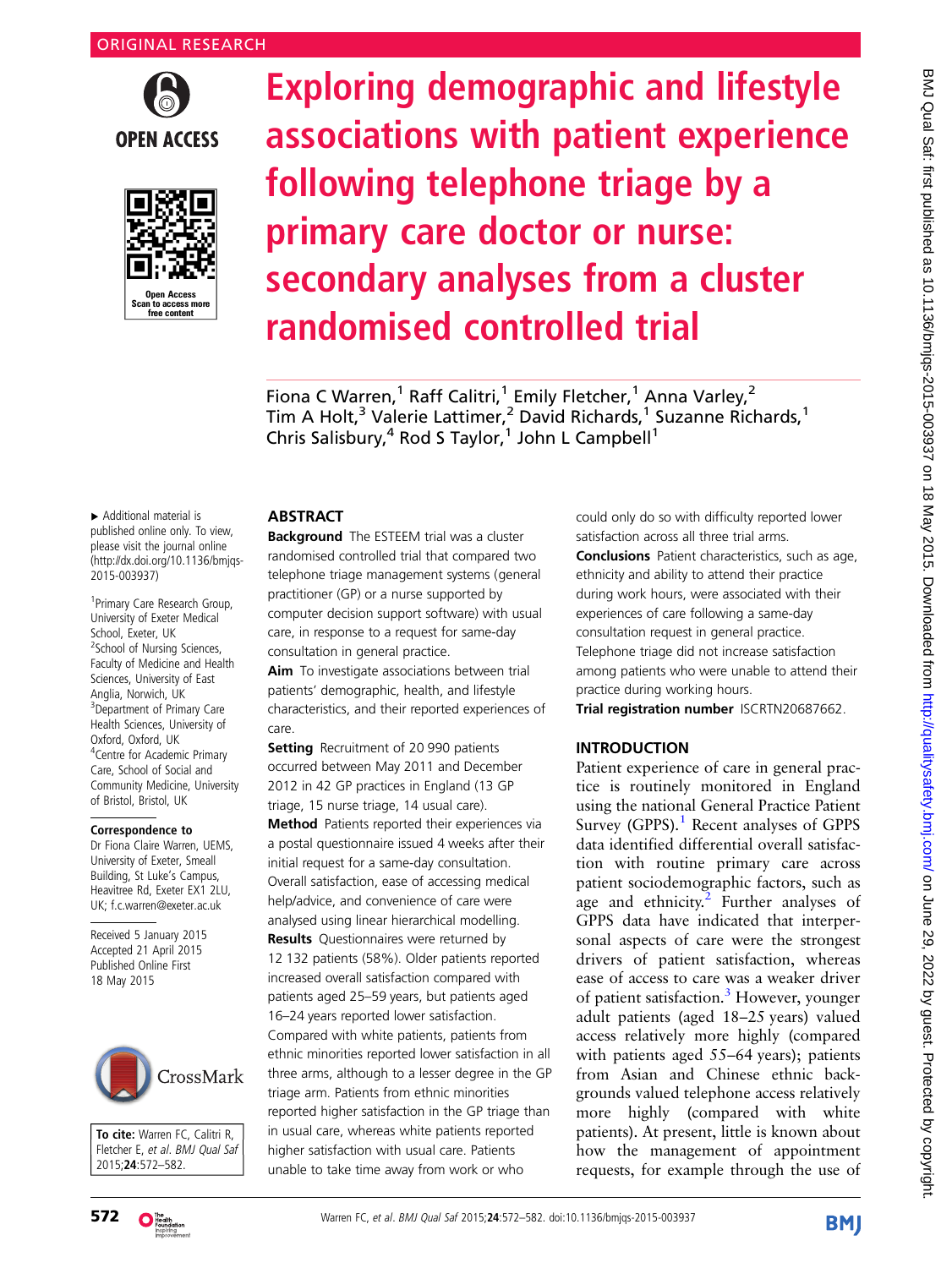ORIGINAL RESEARCH

# Exploring demographic and lifestyle associations with patient experience following telephone triage by a primary care doctor or nurse: secondary analyses from a cluster randomised controlled trial

Fiona C Warren,[1] Raff Calitri,[1] Emily Fletcher,[1] Anna Varley,[2] Tim A Holt,[3] Valerie Lattimer,[2] David Richards,[1] Suzanne Richards,[1] Chris Salisbury,[4] Rod S Taylor,[1] John L Campbell[1]

▸ Additional material is published online only. To view, please visit the journal online (http://dx.doi.org/10.1136/bmjqs-2015-003937)

[1]Primary Care Research Group, University of Exeter Medical School, Exeter, UK
[2]School of Nursing Sciences, Faculty of Medicine and Health Sciences, University of East Anglia, Norwich, UK
[3]Department of Primary Care Health Sciences, University of Oxford, Oxford, UK
[4]Centre for Academic Primary Care, School of Social and Community Medicine, University of Bristol, Bristol, UK

**Correspondence to**
Dr Fiona Claire Warren, UEMS, University of Exeter, Smeall Building, St Luke's Campus, Heavitree Rd, Exeter EX1 2LU, UK; f.c.warren@exeter.ac.uk

Received 5 January 2015
Accepted 21 April 2015
Published Online First
18 May 2015

**To cite:** Warren FC, Calitri R, Fletcher E, *et al*. *BMJ Qual Saf* 2015;**24**:572–582.

## ABSTRACT

**Background** The ESTEEM trial was a cluster randomised controlled trial that compared two telephone triage management systems (general practitioner (GP) or a nurse supported by computer decision support software) with usual care, in response to a request for same-day consultation in general practice.

**Aim** To investigate associations between trial patients' demographic, health, and lifestyle characteristics, and their reported experiences of care.

**Setting** Recruitment of 20 990 patients occurred between May 2011 and December 2012 in 42 GP practices in England (13 GP triage, 15 nurse triage, 14 usual care).

**Method** Patients reported their experiences via a postal questionnaire issued 4 weeks after their initial request for a same-day consultation. Overall satisfaction, ease of accessing medical help/advice, and convenience of care were analysed using linear hierarchical modelling.

**Results** Questionnaires were returned by 12 132 patients (58%). Older patients reported increased overall satisfaction compared with patients aged 25–59 years, but patients aged 16–24 years reported lower satisfaction. Compared with white patients, patients from ethnic minorities reported lower satisfaction in all three arms, although to a lesser degree in the GP triage arm. Patients from ethnic minorities reported higher satisfaction in the GP triage than in usual care, whereas white patients reported higher satisfaction with usual care. Patients unable to take time away from work or who could only do so with difficulty reported lower satisfaction across all three trial arms.

**Conclusions** Patient characteristics, such as age, ethnicity and ability to attend their practice during work hours, were associated with their experiences of care following a same-day consultation request in general practice. Telephone triage did not increase satisfaction among patients who were unable to attend their practice during working hours.

**Trial registration number** ISCRTN20687662.

## INTRODUCTION

Patient experience of care in general practice is routinely monitored in England using the national General Practice Patient Survey (GPPS).[1] Recent analyses of GPPS data identified differential overall satisfaction with routine primary care across patient sociodemographic factors, such as age and ethnicity.[2] Further analyses of GPPS data have indicated that interpersonal aspects of care were the strongest drivers of patient satisfaction, whereas ease of access to care was a weaker driver of patient satisfaction.[3] However, younger adult patients (aged 18–25 years) valued access relatively more highly (compared with patients aged 55–64 years); patients from Asian and Chinese ethnic backgrounds valued telephone access relatively more highly (compared with white patients). At present, little is known about how the management of appointment requests, for example through the use of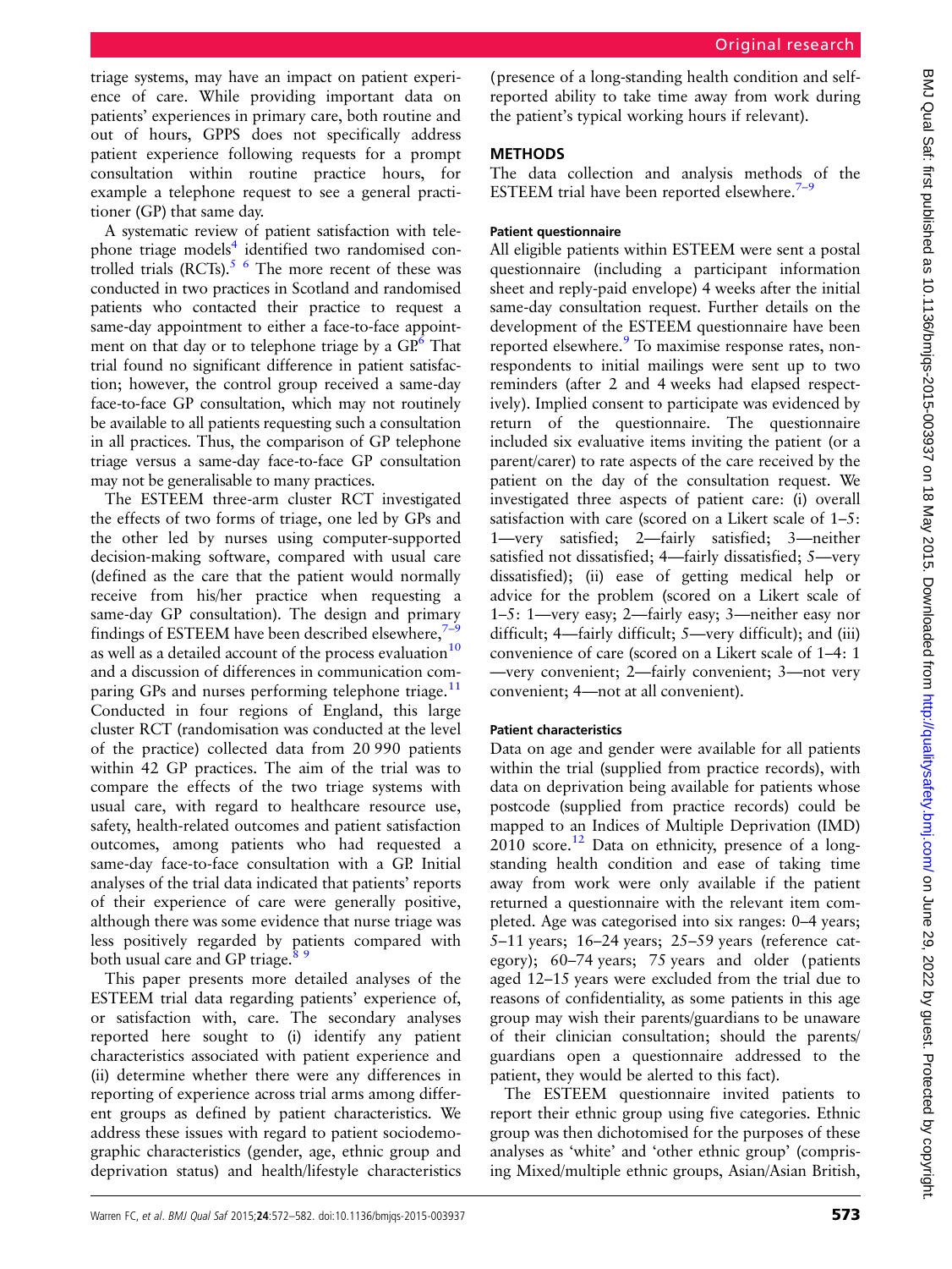triage systems, may have an impact on patient experience of care. While providing important data on patients' experiences in primary care, both routine and out of hours, GPPS does not specifically address patient experience following requests for a prompt consultation within routine practice hours, for example a telephone request to see a general practitioner (GP) that same day.

A systematic review of patient satisfaction with telephone triage models[4] identified two randomised controlled trials (RCTs).[5 6] The more recent of these was conducted in two practices in Scotland and randomised patients who contacted their practice to request a same-day appointment to either a face-to-face appointment on that day or to telephone triage by a GP.[6] That trial found no significant difference in patient satisfaction; however, the control group received a same-day face-to-face GP consultation, which may not routinely be available to all patients requesting such a consultation in all practices. Thus, the comparison of GP telephone triage versus a same-day face-to-face GP consultation may not be generalisable to many practices.

The ESTEEM three-arm cluster RCT investigated the effects of two forms of triage, one led by GPs and the other led by nurses using computer-supported decision-making software, compared with usual care (defined as the care that the patient would normally receive from his/her practice when requesting a same-day GP consultation). The design and primary findings of ESTEEM have been described elsewhere,[7–9] as well as a detailed account of the process evaluation[10] and a discussion of differences in communication comparing GPs and nurses performing telephone triage.[11] Conducted in four regions of England, this large cluster RCT (randomisation was conducted at the level of the practice) collected data from 20 990 patients within 42 GP practices. The aim of the trial was to compare the effects of the two triage systems with usual care, with regard to healthcare resource use, safety, health-related outcomes and patient satisfaction outcomes, among patients who had requested a same-day face-to-face consultation with a GP. Initial analyses of the trial data indicated that patients' reports of their experience of care were generally positive, although there was some evidence that nurse triage was less positively regarded by patients compared with both usual care and GP triage.[8 9]

This paper presents more detailed analyses of the ESTEEM trial data regarding patients' experience of, or satisfaction with, care. The secondary analyses reported here sought to (i) identify any patient characteristics associated with patient experience and (ii) determine whether there were any differences in reporting of experience across trial arms among different groups as defined by patient characteristics. We address these issues with regard to patient sociodemographic characteristics (gender, age, ethnic group and deprivation status) and health/lifestyle characteristics (presence of a long-standing health condition and self-reported ability to take time away from work during the patient's typical working hours if relevant).

## METHODS

The data collection and analysis methods of the ESTEEM trial have been reported elsewhere.[7–9]

### Patient questionnaire

All eligible patients within ESTEEM were sent a postal questionnaire (including a participant information sheet and reply-paid envelope) 4 weeks after the initial same-day consultation request. Further details on the development of the ESTEEM questionnaire have been reported elsewhere.[9] To maximise response rates, non-respondents to initial mailings were sent up to two reminders (after 2 and 4 weeks had elapsed respectively). Implied consent to participate was evidenced by return of the questionnaire. The questionnaire included six evaluative items inviting the patient (or a parent/carer) to rate aspects of the care received by the patient on the day of the consultation request. We investigated three aspects of patient care: (i) overall satisfaction with care (scored on a Likert scale of 1–5: 1—very satisfied; 2—fairly satisfied; 3—neither satisfied not dissatisfied; 4—fairly dissatisfied; 5—very dissatisfied); (ii) ease of getting medical help or advice for the problem (scored on a Likert scale of 1–5: 1—very easy; 2—fairly easy; 3—neither easy nor difficult; 4—fairly difficult; 5—very difficult); and (iii) convenience of care (scored on a Likert scale of 1–4: 1—very convenient; 2—fairly convenient; 3—not very convenient; 4—not at all convenient).

### Patient characteristics

Data on age and gender were available for all patients within the trial (supplied from practice records), with data on deprivation being available for patients whose postcode (supplied from practice records) could be mapped to an Indices of Multiple Deprivation (IMD) 2010 score.[12] Data on ethnicity, presence of a long-standing health condition and ease of taking time away from work were only available if the patient returned a questionnaire with the relevant item completed. Age was categorised into six ranges: 0–4 years; 5–11 years; 16–24 years; 25–59 years (reference category); 60–74 years; 75 years and older (patients aged 12–15 years were excluded from the trial due to reasons of confidentiality, as some patients in this age group may wish their parents/guardians to be unaware of their clinician consultation; should the parents/guardians open a questionnaire addressed to the patient, they would be alerted to this fact).

The ESTEEM questionnaire invited patients to report their ethnic group using five categories. Ethnic group was then dichotomised for the purposes of these analyses as 'white' and 'other ethnic group' (comprising Mixed/multiple ethnic groups, Asian/Asian British,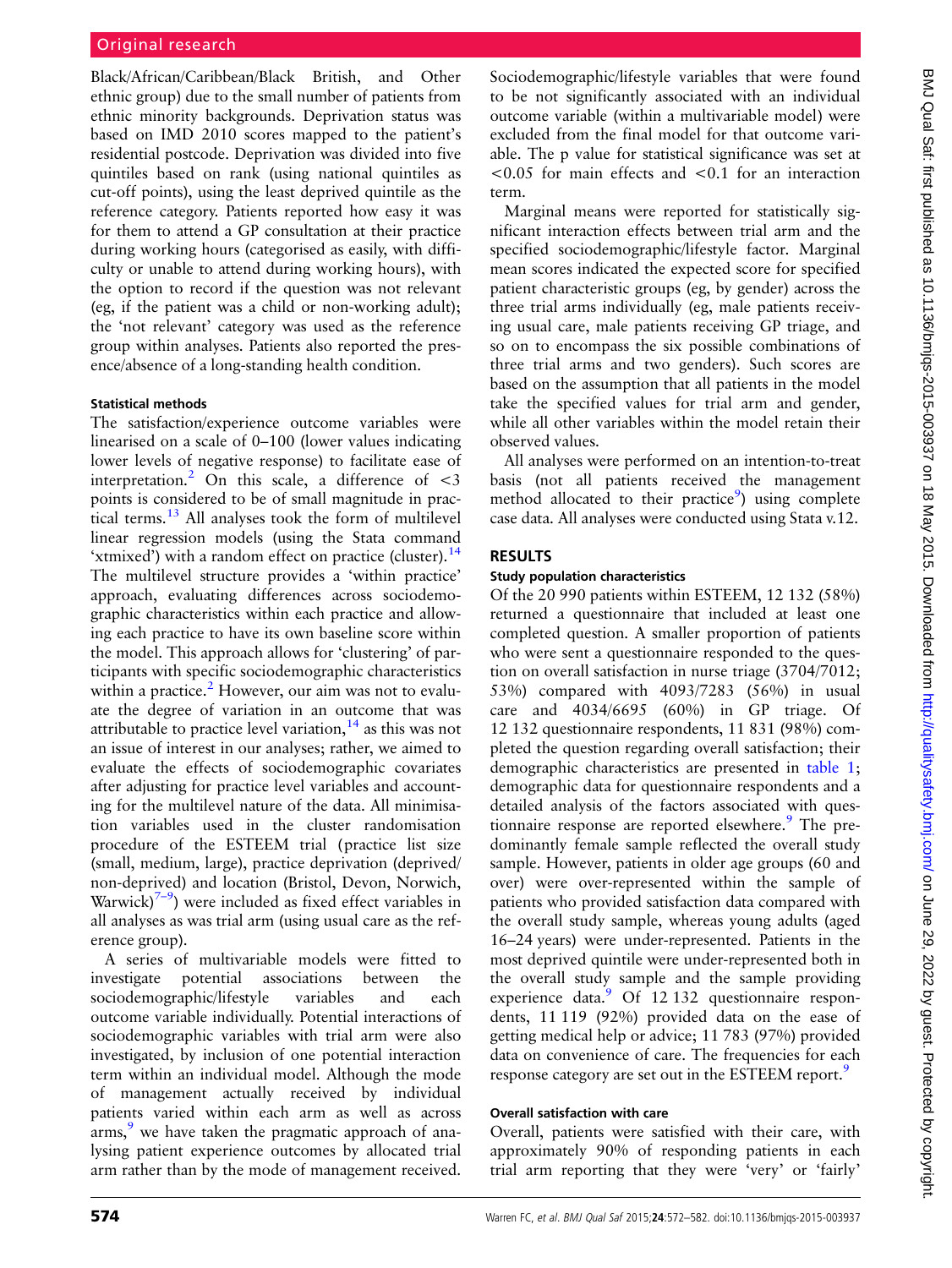Black/African/Caribbean/Black British, and Other ethnic group) due to the small number of patients from ethnic minority backgrounds. Deprivation status was based on IMD 2010 scores mapped to the patient's residential postcode. Deprivation was divided into five quintiles based on rank (using national quintiles as cut-off points), using the least deprived quintile as the reference category. Patients reported how easy it was for them to attend a GP consultation at their practice during working hours (categorised as easily, with difficulty or unable to attend during working hours), with the option to record if the question was not relevant (eg, if the patient was a child or non-working adult); the 'not relevant' category was used as the reference group within analyses. Patients also reported the presence/absence of a long-standing health condition.

#### Statistical methods

The satisfaction/experience outcome variables were linearised on a scale of 0–100 (lower values indicating lower levels of negative response) to facilitate ease of interpretation.[2] On this scale, a difference of <3 points is considered to be of small magnitude in practical terms.[13] All analyses took the form of multilevel linear regression models (using the Stata command 'xtmixed') with a random effect on practice (cluster).[14] The multilevel structure provides a 'within practice' approach, evaluating differences across sociodemographic characteristics within each practice and allowing each practice to have its own baseline score within the model. This approach allows for 'clustering' of participants with specific sociodemographic characteristics within a practice.[2] However, our aim was not to evaluate the degree of variation in an outcome that was attributable to practice level variation,[14] as this was not an issue of interest in our analyses; rather, we aimed to evaluate the effects of sociodemographic covariates after adjusting for practice level variables and accounting for the multilevel nature of the data. All minimisation variables used in the cluster randomisation procedure of the ESTEEM trial (practice list size (small, medium, large), practice deprivation (deprived/non-deprived) and location (Bristol, Devon, Norwich, Warwick)[7–9]) were included as fixed effect variables in all analyses as was trial arm (using usual care as the reference group).

A series of multivariable models were fitted to investigate potential associations between sociodemographic/lifestyle variables and each outcome variable individually. Potential interactions of sociodemographic variables with trial arm were also investigated, by inclusion of one potential interaction term within an individual model. Although the mode of management actually received by individual patients varied within each arm as well as across arms,[9] we have taken the pragmatic approach of analysing patient experience outcomes by allocated trial arm rather than by the mode of management received. Sociodemographic/lifestyle variables that were found to be not significantly associated with an individual outcome variable (within a multivariable model) were excluded from the final model for that outcome variable. The p value for statistical significance was set at <0.05 for main effects and <0.1 for an interaction term.

Marginal means were reported for statistically significant interaction effects between trial arm and the specified sociodemographic/lifestyle factor. Marginal mean scores indicated the expected score for specified patient characteristic groups (eg, by gender) across the three trial arms individually (eg, male patients receiving usual care, male patients receiving GP triage, and so on to encompass the six possible combinations of three trial arms and two genders). Such scores are based on the assumption that all patients in the model take the specified values for trial arm and gender, while all other variables within the model retain their observed values.

All analyses were performed on an intention-to-treat basis (not all patients received the management method allocated to their practice[9]) using complete case data. All analyses were conducted using Stata v.12.

## RESULTS

#### Study population characteristics

Of the 20 990 patients within ESTEEM, 12 132 (58%) returned a questionnaire that included at least one completed question. A smaller proportion of patients who were sent a questionnaire responded to the question on overall satisfaction in nurse triage (3704/7012; 53%) compared with 4093/7283 (56%) in usual care and 4034/6695 (60%) in GP triage. Of 12 132 questionnaire respondents, 11 831 (98%) completed the question regarding overall satisfaction; their demographic characteristics are presented in table 1; demographic data for questionnaire respondents and a detailed analysis of the factors associated with questionnaire response are reported elsewhere.[9] The predominantly female sample reflected the overall study sample. However, patients in older age groups (60 and over) were over-represented within the sample of patients who provided satisfaction data compared with the overall study sample, whereas young adults (aged 16–24 years) were under-represented. Patients in the most deprived quintile were under-represented both in the overall study sample and the sample providing experience data.[9] Of 12 132 questionnaire respondents, 11 119 (92%) provided data on the ease of getting medical help or advice; 11 783 (97%) provided data on convenience of care. The frequencies for each response category are set out in the ESTEEM report.[9]

#### Overall satisfaction with care

Overall, patients were satisfied with their care, with approximately 90% of responding patients in each trial arm reporting that they were 'very' or 'fairly'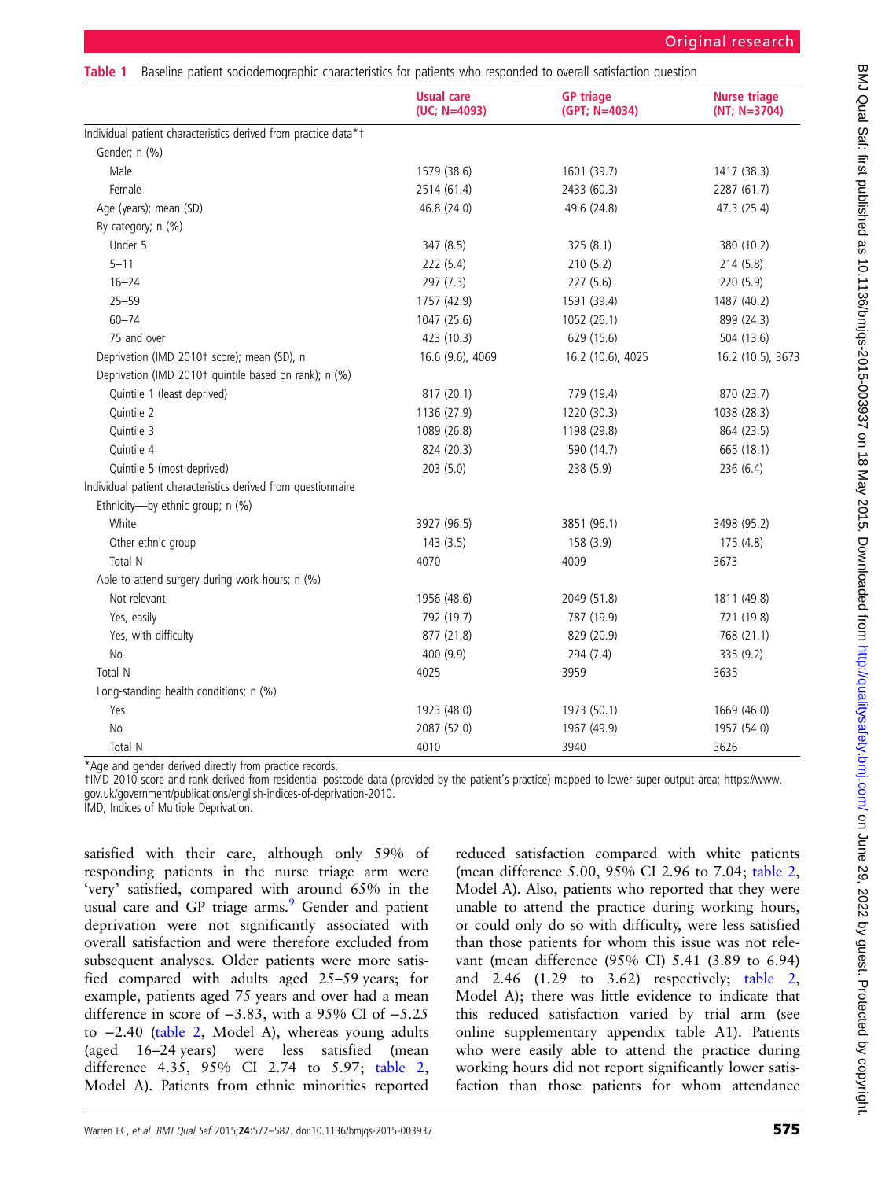**Table 1** Baseline patient sociodemographic characteristics for patients who responded to overall satisfaction question

| | Usual care (UC; N=4093) | GP triage (GPT; N=4034) | Nurse triage (NT; N=3704) |
|---|---|---|---|
| Individual patient characteristics derived from practice data*† | | | |
| Gender; n (%) | | | |
| Male | 1579 (38.6) | 1601 (39.7) | 1417 (38.3) |
| Female | 2514 (61.4) | 2433 (60.3) | 2287 (61.7) |
| Age (years); mean (SD) | 46.8 (24.0) | 49.6 (24.8) | 47.3 (25.4) |
| By category; n (%) | | | |
| Under 5 | 347 (8.5) | 325 (8.1) | 380 (10.2) |
| 5–11 | 222 (5.4) | 210 (5.2) | 214 (5.8) |
| 16–24 | 297 (7.3) | 227 (5.6) | 220 (5.9) |
| 25–59 | 1757 (42.9) | 1591 (39.4) | 1487 (40.2) |
| 60–74 | 1047 (25.6) | 1052 (26.1) | 899 (24.3) |
| 75 and over | 423 (10.3) | 629 (15.6) | 504 (13.6) |
| Deprivation (IMD 2010† score); mean (SD), n | 16.6 (9.6), 4069 | 16.2 (10.6), 4025 | 16.2 (10.5), 3673 |
| Deprivation (IMD 2010† quintile based on rank); n (%) | | | |
| Quintile 1 (least deprived) | 817 (20.1) | 779 (19.4) | 870 (23.7) |
| Quintile 2 | 1136 (27.9) | 1220 (30.3) | 1038 (28.3) |
| Quintile 3 | 1089 (26.8) | 1198 (29.8) | 864 (23.5) |
| Quintile 4 | 824 (20.3) | 590 (14.7) | 665 (18.1) |
| Quintile 5 (most deprived) | 203 (5.0) | 238 (5.9) | 236 (6.4) |
| Individual patient characteristics derived from questionnaire | | | |
| Ethnicity—by ethnic group; n (%) | | | |
| White | 3927 (96.5) | 3851 (96.1) | 3498 (95.2) |
| Other ethnic group | 143 (3.5) | 158 (3.9) | 175 (4.8) |
| Total N | 4070 | 4009 | 3673 |
| Able to attend surgery during work hours; n (%) | | | |
| Not relevant | 1956 (48.6) | 2049 (51.8) | 1811 (49.8) |
| Yes, easily | 792 (19.7) | 787 (19.9) | 721 (19.8) |
| Yes, with difficulty | 877 (21.8) | 829 (20.9) | 768 (21.1) |
| No | 400 (9.9) | 294 (7.4) | 335 (9.2) |
| Total N | 4025 | 3959 | 3635 |
| Long-standing health conditions; n (%) | | | |
| Yes | 1923 (48.0) | 1973 (50.1) | 1669 (46.0) |
| No | 2087 (52.0) | 1967 (49.9) | 1957 (54.0) |
| Total N | 4010 | 3940 | 3626 |

*Age and gender derived directly from practice records.
†IMD 2010 score and rank derived from residential postcode data (provided by the patient's practice) mapped to lower super output area; https://www.gov.uk/government/publications/english-indices-of-deprivation-2010.
IMD, Indices of Multiple Deprivation.

satisfied with their care, although only 59% of responding patients in the nurse triage arm were 'very' satisfied, compared with around 65% in the usual care and GP triage arms.[9] Gender and patient deprivation were not significantly associated with overall satisfaction and were therefore excluded from subsequent analyses. Older patients were more satisfied compared with adults aged 25–59 years; for example, patients aged 75 years and over had a mean difference in score of −3.83, with a 95% CI of −5.25 to −2.40 (table 2, Model A), whereas young adults (aged 16–24 years) were less satisfied (mean difference 4.35, 95% CI 2.74 to 5.97; table 2, Model A). Patients from ethnic minorities reported reduced satisfaction compared with white patients (mean difference 5.00, 95% CI 2.96 to 7.04; table 2, Model A). Also, patients who reported that they were unable to attend the practice during working hours, or could only do so with difficulty, were less satisfied than those patients for whom this issue was not relevant (mean difference (95% CI) 5.41 (3.89 to 6.94) and 2.46 (1.29 to 3.62) respectively; table 2, Model A); there was little evidence to indicate that this reduced satisfaction varied by trial arm (see online supplementary appendix table A1). Patients who were easily able to attend the practice during working hours did not report significantly lower satisfaction than those patients for whom attendance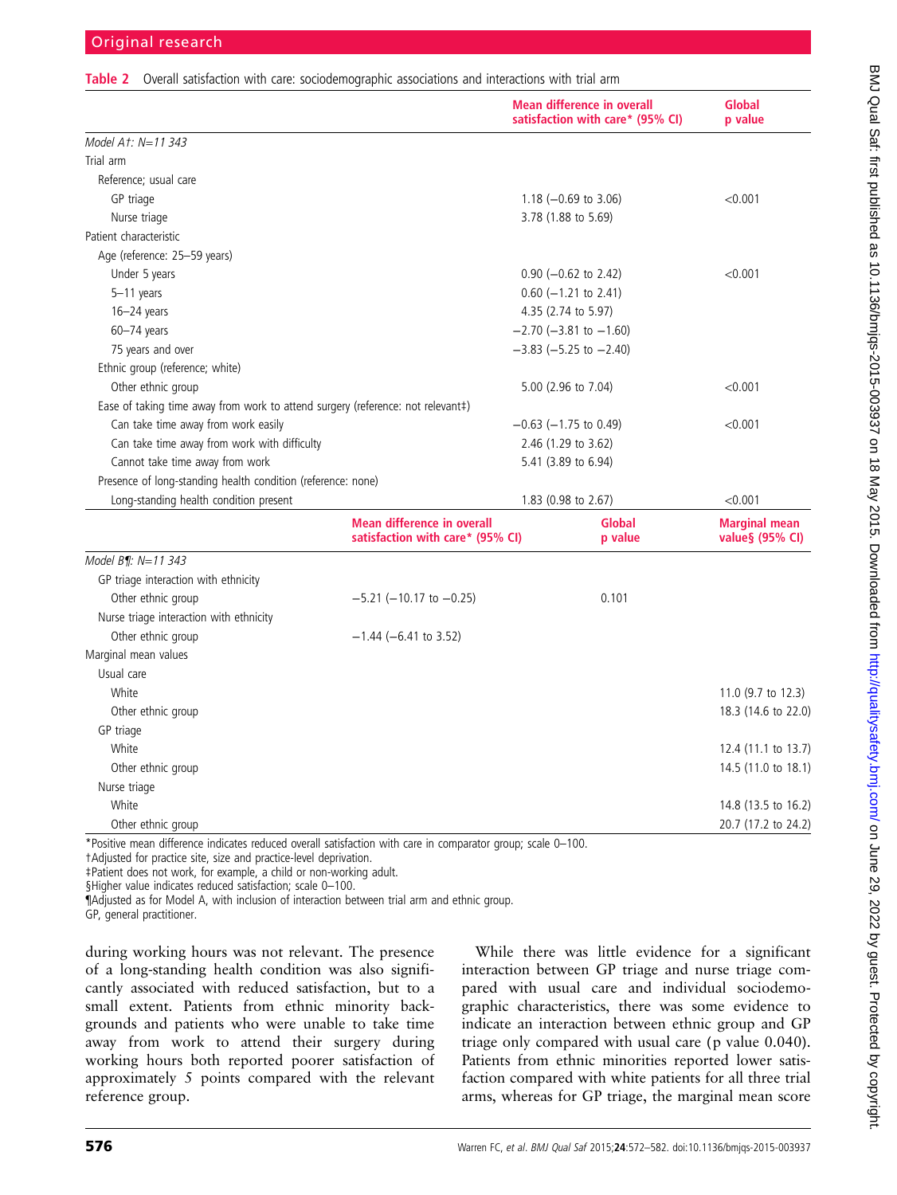**Table 2** Overall satisfaction with care: sociodemographic associations and interactions with trial arm

| | Mean difference in overall satisfaction with care* (95% CI) | Global p value |
|---|---|---|
| *Model A†: N=11 343* | | |
| Trial arm | | |
| Reference; usual care | | |
| GP triage | 1.18 (−0.69 to 3.06) | <0.001 |
| Nurse triage | 3.78 (1.88 to 5.69) | |
| Patient characteristic | | |
| Age (reference: 25–59 years) | | |
| Under 5 years | 0.90 (−0.62 to 2.42) | <0.001 |
| 5–11 years | 0.60 (−1.21 to 2.41) | |
| 16–24 years | 4.35 (2.74 to 5.97) | |
| 60–74 years | −2.70 (−3.81 to −1.60) | |
| 75 years and over | −3.83 (−5.25 to −2.40) | |
| Ethnic group (reference; white) | | |
| Other ethnic group | 5.00 (2.96 to 7.04) | <0.001 |
| Ease of taking time away from work to attend surgery (reference: not relevant‡) | | |
| Can take time away from work easily | −0.63 (−1.75 to 0.49) | <0.001 |
| Can take time away from work with difficulty | 2.46 (1.29 to 3.62) | |
| Cannot take time away from work | 5.41 (3.89 to 6.94) | |
| Presence of long-standing health condition (reference: none) | | |
| Long-standing health condition present | 1.83 (0.98 to 2.67) | <0.001 |

| | Mean difference in overall satisfaction with care* (95% CI) | Global p value | Marginal mean value§ (95% CI) |
|---|---|---|---|
| *Model B¶: N=11 343* | | | |
| GP triage interaction with ethnicity | | | |
| Other ethnic group | −5.21 (−10.17 to −0.25) | 0.101 | |
| Nurse triage interaction with ethnicity | | | |
| Other ethnic group | −1.44 (−6.41 to 3.52) | | |
| Marginal mean values | | | |
| Usual care | | | |
| White | | | 11.0 (9.7 to 12.3) |
| Other ethnic group | | | 18.3 (14.6 to 22.0) |
| GP triage | | | |
| White | | | 12.4 (11.1 to 13.7) |
| Other ethnic group | | | 14.5 (11.0 to 18.1) |
| Nurse triage | | | |
| White | | | 14.8 (13.5 to 16.2) |
| Other ethnic group | | | 20.7 (17.2 to 24.2) |

*Positive mean difference indicates reduced overall satisfaction with care in comparator group; scale 0–100.
†Adjusted for practice site, size and practice-level deprivation.
‡Patient does not work, for example, a child or non-working adult.
§Higher value indicates reduced satisfaction; scale 0–100.
¶Adjusted as for Model A, with inclusion of interaction between trial arm and ethnic group.
GP, general practitioner.

during working hours was not relevant. The presence of a long-standing health condition was also significantly associated with reduced satisfaction, but to a small extent. Patients from ethnic minority backgrounds and patients who were unable to take time away from work to attend their surgery during working hours both reported poorer satisfaction of approximately 5 points compared with the relevant reference group.

While there was little evidence for a significant interaction between GP triage and nurse triage compared with usual care and individual sociodemographic characteristics, there was some evidence to indicate an interaction between ethnic group and GP triage only compared with usual care (p value 0.040). Patients from ethnic minorities reported lower satisfaction compared with white patients for all three trial arms, whereas for GP triage, the marginal mean score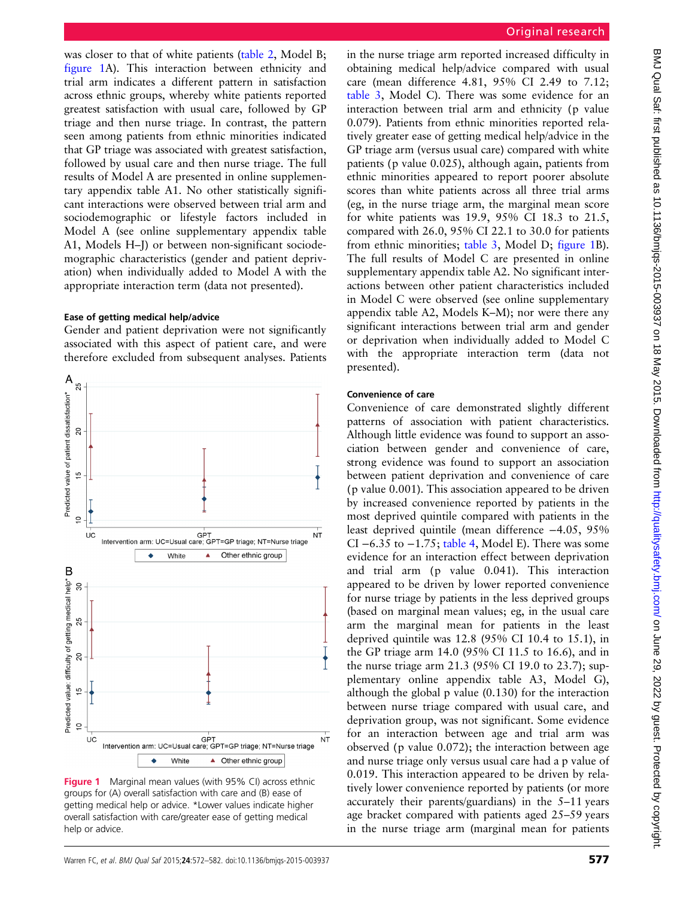was closer to that of white patients (table 2, Model B; figure 1A). This interaction between ethnicity and trial arm indicates a different pattern in satisfaction across ethnic groups, whereby white patients reported greatest satisfaction with usual care, followed by GP triage and then nurse triage. In contrast, the pattern seen among patients from ethnic minorities indicated that GP triage was associated with greatest satisfaction, followed by usual care and then nurse triage. The full results of Model A are presented in online supplementary appendix table A1. No other statistically significant interactions were observed between trial arm and sociodemographic or lifestyle factors included in Model A (see online supplementary appendix table A1, Models H–J) or between non-significant sociodemographic characteristics (gender and patient deprivation) when individually added to Model A with the appropriate interaction term (data not presented).

#### Ease of getting medical help/advice

Gender and patient deprivation were not significantly associated with this aspect of patient care, and were therefore excluded from subsequent analyses. Patients in the nurse triage arm reported increased difficulty in obtaining medical help/advice compared with usual care (mean difference 4.81, 95% CI 2.49 to 7.12; table 3, Model C). There was some evidence for an interaction between trial arm and ethnicity (p value 0.079). Patients from ethnic minorities reported relatively greater ease of getting medical help/advice in the GP triage arm (versus usual care) compared with white patients (p value 0.025), although again, patients from ethnic minorities appeared to report poorer absolute scores than white patients across all three trial arms (eg, in the nurse triage arm, the marginal mean score for white patients was 19.9, 95% CI 18.3 to 21.5, compared with 26.0, 95% CI 22.1 to 30.0 for patients from ethnic minorities; table 3, Model D; figure 1B). The full results of Model C are presented in online supplementary appendix table A2. No significant interactions between other patient characteristics included in Model C were observed (see online supplementary appendix table A2, Models K–M); nor were there any significant interactions between trial arm and gender or deprivation when individually added to Model C with the appropriate interaction term (data not presented).

Figure 1 Marginal mean values (with 95% CI) across ethnic groups for (A) overall satisfaction with care and (B) ease of getting medical help or advice. *Lower values indicate higher overall satisfaction with care/greater ease of getting medical help or advice.

#### Convenience of care

Convenience of care demonstrated slightly different patterns of association with patient characteristics. Although little evidence was found to support an association between gender and convenience of care, strong evidence was found to support an association between patient deprivation and convenience of care (p value 0.001). This association appeared to be driven by increased convenience reported by patients in the most deprived quintile compared with patients in the least deprived quintile (mean difference −4.05, 95% CI −6.35 to −1.75; table 4, Model E). There was some evidence for an interaction effect between deprivation and trial arm (p value 0.041). This interaction appeared to be driven by lower reported convenience for nurse triage by patients in the less deprived groups (based on marginal mean values; eg, in the usual care arm the marginal mean for patients in the least deprived quintile was 12.8 (95% CI 10.4 to 15.1), in the GP triage arm 14.0 (95% CI 11.5 to 16.6), and in the nurse triage arm 21.3 (95% CI 19.0 to 23.7); supplementary online appendix table A3, Model G), although the global p value (0.130) for the interaction between nurse triage compared with usual care, and deprivation group, was not significant. Some evidence for an interaction between age and trial arm was observed (p value 0.072); the interaction between age and nurse triage only versus usual care had a p value of 0.019. This interaction appeared to be driven by relatively lower convenience reported by patients (or more accurately their parents/guardians) in the 5–11 years age bracket compared with patients aged 25–59 years in the nurse triage arm (marginal mean for patients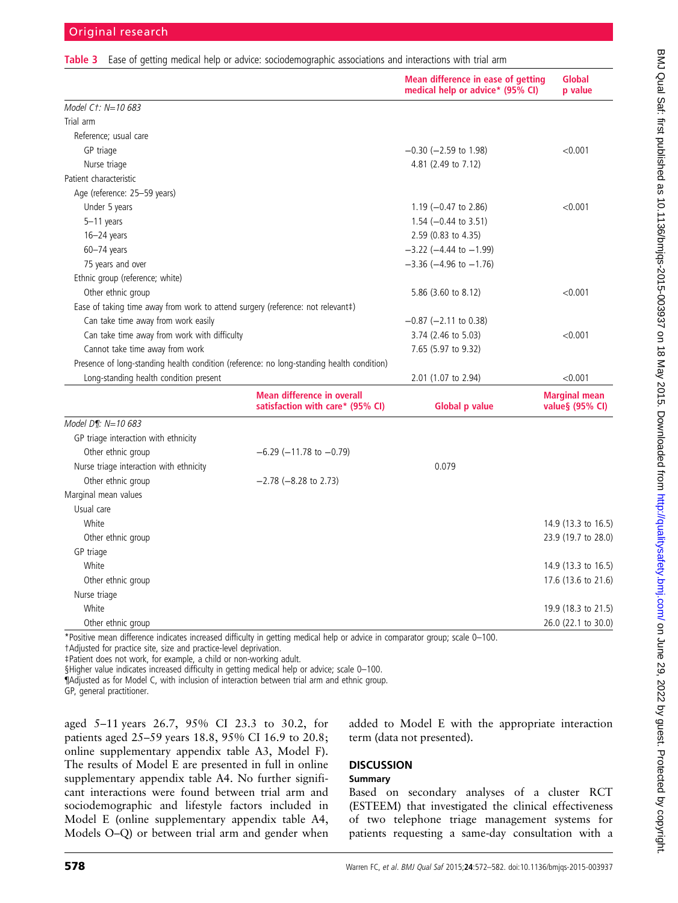**Table 3** Ease of getting medical help or advice: sociodemographic associations and interactions with trial arm

| | | Mean difference in ease of getting medical help or advice* (95% CI) | Global p value |
|---|---|---|---|
| *Model C†: N=10 683* | | | |
| Trial arm | | | |
| Reference; usual care | | | |
| GP triage | | −0.30 (−2.59 to 1.98) | <0.001 |
| Nurse triage | | 4.81 (2.49 to 7.12) | |
| Patient characteristic | | | |
| Age (reference: 25–59 years) | | | |
| Under 5 years | | 1.19 (−0.47 to 2.86) | <0.001 |
| 5–11 years | | 1.54 (−0.44 to 3.51) | |
| 16–24 years | | 2.59 (0.83 to 4.35) | |
| 60–74 years | | −3.22 (−4.44 to −1.99) | |
| 75 years and over | | −3.36 (−4.96 to −1.76) | |
| Ethnic group (reference; white) | | | |
| Other ethnic group | | 5.86 (3.60 to 8.12) | <0.001 |
| Ease of taking time away from work to attend surgery (reference: not relevant‡) | | | |
| Can take time away from work easily | | −0.87 (−2.11 to 0.38) | |
| Can take time away from work with difficulty | | 3.74 (2.46 to 5.03) | <0.001 |
| Cannot take time away from work | | 7.65 (5.97 to 9.32) | |
| Presence of long-standing health condition (reference: no long-standing health condition) | | | |
| Long-standing health condition present | | 2.01 (1.07 to 2.94) | <0.001 |
| | **Mean difference in overall satisfaction with care* (95% CI)** | **Global p value** | **Marginal mean value§ (95% CI)** |
| *Model D¶: N=10 683* | | | |
| GP triage interaction with ethnicity | | | |
| Other ethnic group | −6.29 (−11.78 to −0.79) | | |
| Nurse triage interaction with ethnicity | | 0.079 | |
| Other ethnic group | −2.78 (−8.28 to 2.73) | | |
| Marginal mean values | | | |
| Usual care | | | |
| White | | | 14.9 (13.3 to 16.5) |
| Other ethnic group | | | 23.9 (19.7 to 28.0) |
| GP triage | | | |
| White | | | 14.9 (13.3 to 16.5) |
| Other ethnic group | | | 17.6 (13.6 to 21.6) |
| Nurse triage | | | |
| White | | | 19.9 (18.3 to 21.5) |
| Other ethnic group | | | 26.0 (22.1 to 30.0) |

*Positive mean difference indicates increased difficulty in getting medical help or advice in comparator group; scale 0–100.
†Adjusted for practice site, size and practice-level deprivation.
‡Patient does not work, for example, a child or non-working adult.
§Higher value indicates increased difficulty in getting medical help or advice; scale 0–100.
¶Adjusted as for Model C, with inclusion of interaction between trial arm and ethnic group.
GP, general practitioner.

aged 5–11 years 26.7, 95% CI 23.3 to 30.2, for patients aged 25–59 years 18.8, 95% CI 16.9 to 20.8; online supplementary appendix table A3, Model F). The results of Model E are presented in full in online supplementary appendix table A4. No further significant interactions were found between trial arm and sociodemographic and lifestyle factors included in Model E (online supplementary appendix table A4, Models O–Q) or between trial arm and gender when added to Model E with the appropriate interaction term (data not presented).

## DISCUSSION

### Summary

Based on secondary analyses of a cluster RCT (ESTEEM) that investigated the clinical effectiveness of two telephone triage management systems for patients requesting a same-day consultation with a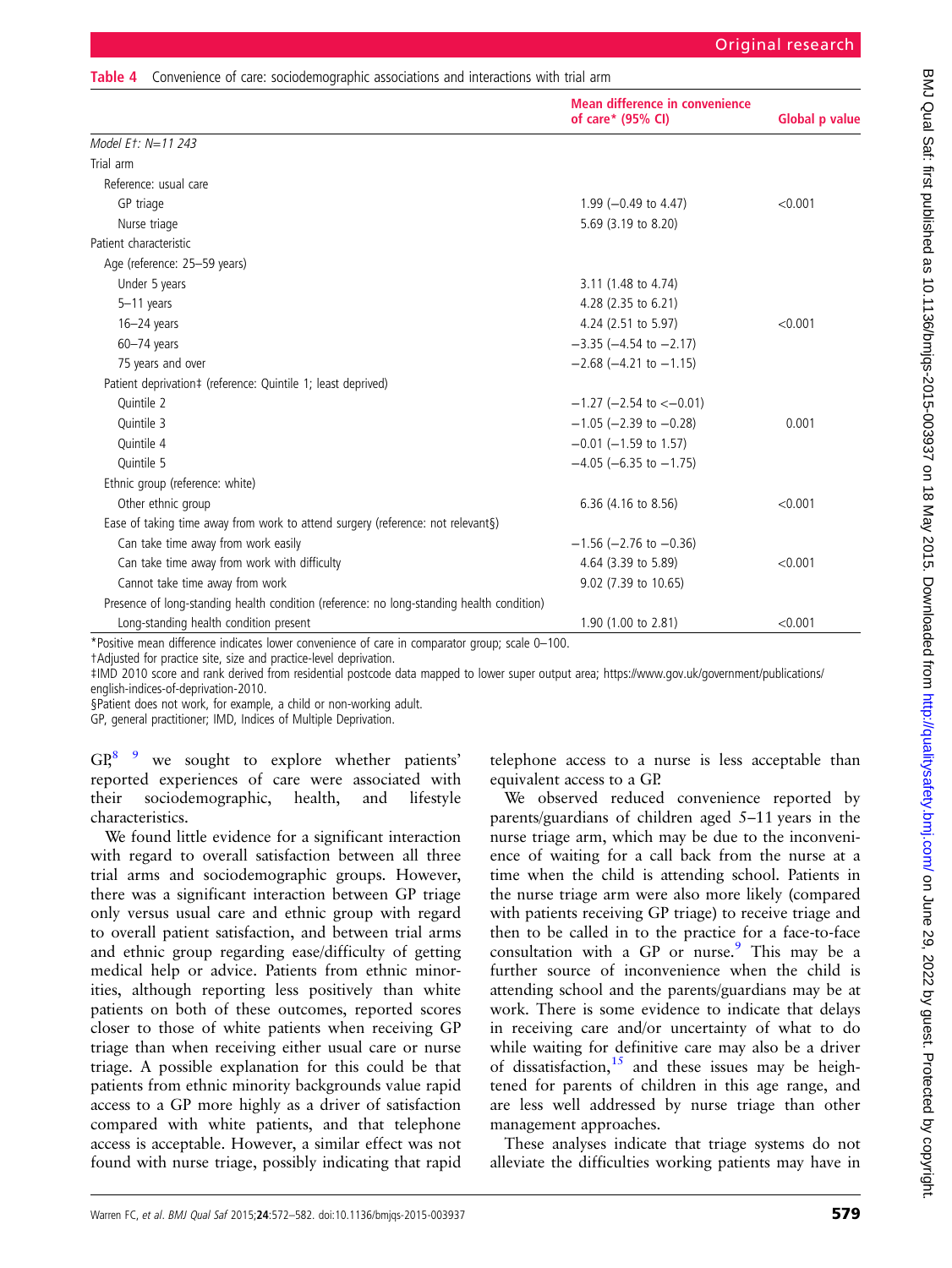Table 4 Convenience of care: sociodemographic associations and interactions with trial arm

| | Mean difference in convenience of care* (95% CI) | Global p value |
|---|---|---|
| *Model E†: N=11 243* | | |
| Trial arm | | |
| Reference: usual care | | |
| GP triage | 1.99 (−0.49 to 4.47) | <0.001 |
| Nurse triage | 5.69 (3.19 to 8.20) | |
| Patient characteristic | | |
| Age (reference: 25–59 years) | | |
| Under 5 years | 3.11 (1.48 to 4.74) | |
| 5–11 years | 4.28 (2.35 to 6.21) | |
| 16–24 years | 4.24 (2.51 to 5.97) | <0.001 |
| 60–74 years | −3.35 (−4.54 to −2.17) | |
| 75 years and over | −2.68 (−4.21 to −1.15) | |
| Patient deprivation‡ (reference: Quintile 1; least deprived) | | |
| Quintile 2 | −1.27 (−2.54 to <−0.01) | |
| Quintile 3 | −1.05 (−2.39 to −0.28) | 0.001 |
| Quintile 4 | −0.01 (−1.59 to 1.57) | |
| Quintile 5 | −4.05 (−6.35 to −1.75) | |
| Ethnic group (reference: white) | | |
| Other ethnic group | 6.36 (4.16 to 8.56) | <0.001 |
| Ease of taking time away from work to attend surgery (reference: not relevant§) | | |
| Can take time away from work easily | −1.56 (−2.76 to −0.36) | |
| Can take time away from work with difficulty | 4.64 (3.39 to 5.89) | <0.001 |
| Cannot take time away from work | 9.02 (7.39 to 10.65) | |
| Presence of long-standing health condition (reference: no long-standing health condition) | | |
| Long-standing health condition present | 1.90 (1.00 to 2.81) | <0.001 |

*Positive mean difference indicates lower convenience of care in comparator group; scale 0–100.
†Adjusted for practice site, size and practice-level deprivation.
‡IMD 2010 score and rank derived from residential postcode data mapped to lower super output area; https://www.gov.uk/government/publications/english-indices-of-deprivation-2010.
§Patient does not work, for example, a child or non-working adult.
GP, general practitioner; IMD, Indices of Multiple Deprivation.

GP,[8] [9] we sought to explore whether patients' reported experiences of care were associated with their sociodemographic, health, and lifestyle characteristics.

We found little evidence for a significant interaction with regard to overall satisfaction between all three trial arms and sociodemographic groups. However, there was a significant interaction between GP triage only versus usual care and ethnic group with regard to overall patient satisfaction, and between trial arms and ethnic group regarding ease/difficulty of getting medical help or advice. Patients from ethnic minorities, although reporting less positively than white patients on both of these outcomes, reported scores closer to those of white patients when receiving GP triage than when receiving either usual care or nurse triage. A possible explanation for this could be that patients from ethnic minority backgrounds value rapid access to a GP more highly as a driver of satisfaction compared with white patients, and that telephone access is acceptable. However, a similar effect was not found with nurse triage, possibly indicating that rapid telephone access to a nurse is less acceptable than equivalent access to a GP.

We observed reduced convenience reported by parents/guardians of children aged 5–11 years in the nurse triage arm, which may be due to the inconvenience of waiting for a call back from the nurse at a time when the child is attending school. Patients in the nurse triage arm were also more likely (compared with patients receiving GP triage) to receive triage and then to be called in to the practice for a face-to-face consultation with a GP or nurse.[9] This may be a further source of inconvenience when the child is attending school and the parents/guardians may be at work. There is some evidence to indicate that delays in receiving care and/or uncertainty of what to do while waiting for definitive care may also be a driver of dissatisfaction,[15] and these issues may be heightened for parents of children in this age range, and are less well addressed by nurse triage than other management approaches.

These analyses indicate that triage systems do not alleviate the difficulties working patients may have in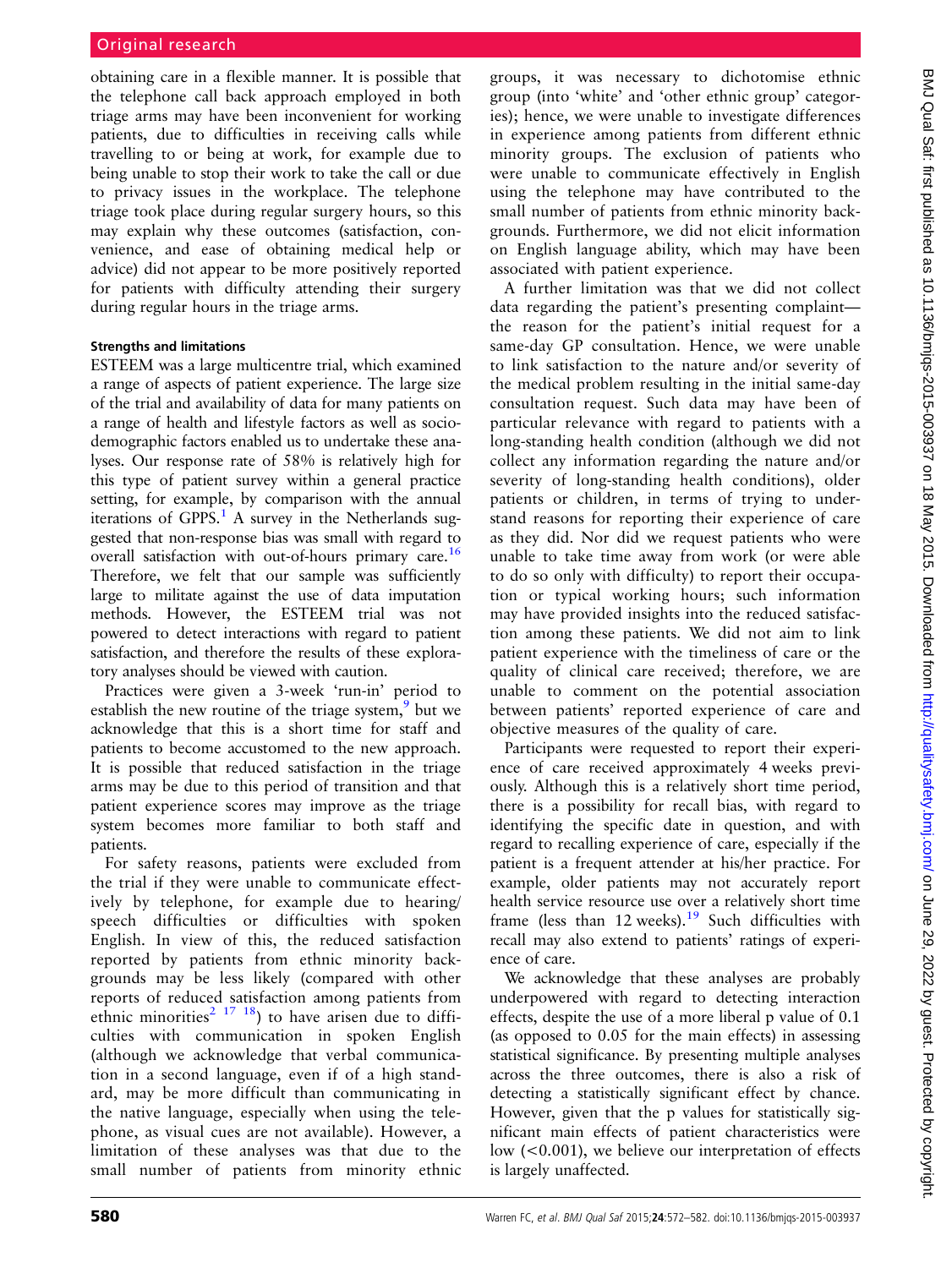obtaining care in a flexible manner. It is possible that the telephone call back approach employed in both triage arms may have been inconvenient for working patients, due to difficulties in receiving calls while travelling to or being at work, for example due to being unable to stop their work to take the call or due to privacy issues in the workplace. The telephone triage took place during regular surgery hours, so this may explain why these outcomes (satisfaction, convenience, and ease of obtaining medical help or advice) did not appear to be more positively reported for patients with difficulty attending their surgery during regular hours in the triage arms.

### Strengths and limitations

ESTEEM was a large multicentre trial, which examined a range of aspects of patient experience. The large size of the trial and availability of data for many patients on a range of health and lifestyle factors as well as sociodemographic factors enabled us to undertake these analyses. Our response rate of 58% is relatively high for this type of patient survey within a general practice setting, for example, by comparison with the annual iterations of GPPS.[1] A survey in the Netherlands suggested that non-response bias was small with regard to overall satisfaction with out-of-hours primary care.[16] Therefore, we felt that our sample was sufficiently large to militate against the use of data imputation methods. However, the ESTEEM trial was not powered to detect interactions with regard to patient satisfaction, and therefore the results of these exploratory analyses should be viewed with caution.

Practices were given a 3-week 'run-in' period to establish the new routine of the triage system,[9] but we acknowledge that this is a short time for staff and patients to become accustomed to the new approach. It is possible that reduced satisfaction in the triage arms may be due to this period of transition and that patient experience scores may improve as the triage system becomes more familiar to both staff and patients.

For safety reasons, patients were excluded from the trial if they were unable to communicate effectively by telephone, for example due to hearing/speech difficulties or difficulties with spoken English. In view of this, the reduced satisfaction reported by patients from ethnic minority backgrounds may be less likely (compared with other reports of reduced satisfaction among patients from ethnic minorities[2,17,18]) to have arisen due to difficulties with communication in spoken English (although we acknowledge that verbal communication in a second language, even if of a high standard, may be more difficult than communicating in the native language, especially when using the telephone, as visual cues are not available). However, a limitation of these analyses was that due to the small number of patients from minority ethnic groups, it was necessary to dichotomise ethnic group (into 'white' and 'other ethnic group' categories); hence, we were unable to investigate differences in experience among patients from different ethnic minority groups. The exclusion of patients who were unable to communicate effectively in English using the telephone may have contributed to the small number of patients from ethnic minority backgrounds. Furthermore, we did not elicit information on English language ability, which may have been associated with patient experience.

A further limitation was that we did not collect data regarding the patient's presenting complaint—the reason for the patient's initial request for a same-day GP consultation. Hence, we were unable to link satisfaction to the nature and/or severity of the medical problem resulting in the initial same-day consultation request. Such data may have been of particular relevance with regard to patients with a long-standing health condition (although we did not collect any information regarding the nature and/or severity of long-standing health conditions), older patients or children, in terms of trying to understand reasons for reporting their experience of care as they did. Nor did we request patients who were unable to take time away from work (or were able to do so only with difficulty) to report their occupation or typical working hours; such information may have provided insights into the reduced satisfaction among these patients. We did not aim to link patient experience with the timeliness of care or the quality of clinical care received; therefore, we are unable to comment on the potential association between patients' reported experience of care and objective measures of the quality of care.

Participants were requested to report their experience of care received approximately 4 weeks previously. Although this is a relatively short time period, there is a possibility for recall bias, with regard to identifying the specific date in question, and with regard to recalling experience of care, especially if the patient is a frequent attender at his/her practice. For example, older patients may not accurately report health service resource use over a relatively short time frame (less than 12 weeks).[19] Such difficulties with recall may also extend to patients' ratings of experience of care.

We acknowledge that these analyses are probably underpowered with regard to detecting interaction effects, despite the use of a more liberal p value of 0.1 (as opposed to 0.05 for the main effects) in assessing statistical significance. By presenting multiple analyses across the three outcomes, there is also a risk of detecting a statistically significant effect by chance. However, given that the p values for statistically significant main effects of patient characteristics were low (<0.001), we believe our interpretation of effects is largely unaffected.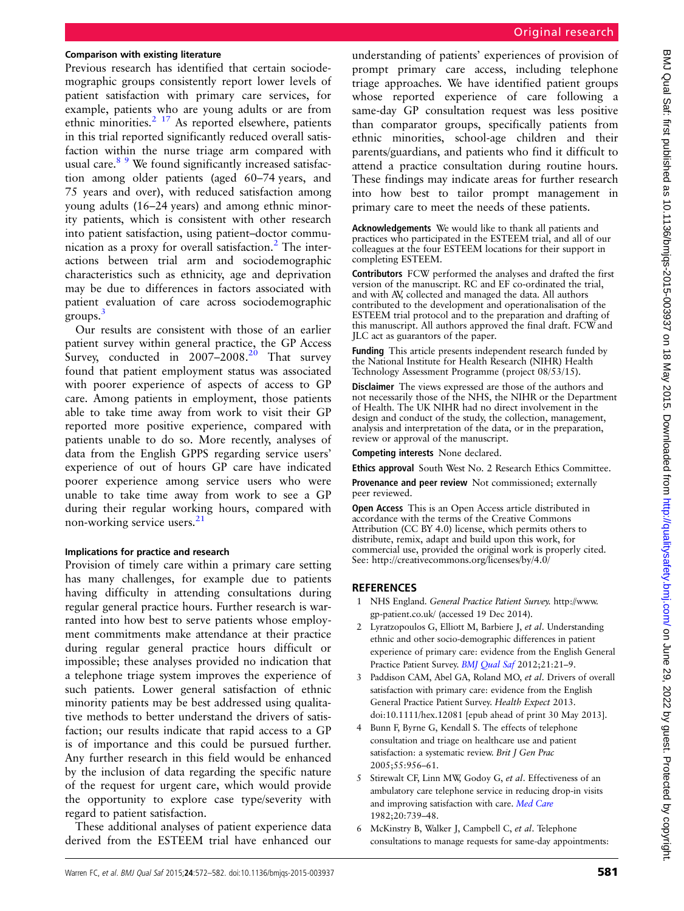### Comparison with existing literature

Previous research has identified that certain sociodemographic groups consistently report lower levels of patient satisfaction with primary care services, for example, patients who are young adults or are from ethnic minorities.[2,17] As reported elsewhere, patients in this trial reported significantly reduced overall satisfaction within the nurse triage arm compared with usual care.[8,9] We found significantly increased satisfaction among older patients (aged 60–74 years, and 75 years and over), with reduced satisfaction among young adults (16–24 years) and among ethnic minority patients, which is consistent with other research into patient satisfaction, using patient–doctor communication as a proxy for overall satisfaction.[2] The interactions between trial arm and sociodemographic characteristics such as ethnicity, age and deprivation may be due to differences in factors associated with patient evaluation of care across sociodemographic groups.[3]

Our results are consistent with those of an earlier patient survey within general practice, the GP Access Survey, conducted in 2007–2008.[20] That survey found that patient employment status was associated with poorer experience of aspects of access to GP care. Among patients in employment, those patients able to take time away from work to visit their GP reported more positive experience, compared with patients unable to do so. More recently, analyses of data from the English GPPS regarding service users' experience of out of hours GP care have indicated poorer experience among service users who were unable to take time away from work to see a GP during their regular working hours, compared with non-working service users.[21]

### Implications for practice and research

Provision of timely care within a primary care setting has many challenges, for example due to patients having difficulty in attending consultations during regular general practice hours. Further research is warranted into how best to serve patients whose employment commitments make attendance at their practice during regular general practice hours difficult or impossible; these analyses provided no indication that a telephone triage system improves the experience of such patients. Lower general satisfaction of ethnic minority patients may be best addressed using qualitative methods to better understand the drivers of satisfaction; our results indicate that rapid access to a GP is of importance and this could be pursued further. Any further research in this field would be enhanced by the inclusion of data regarding the specific nature of the request for urgent care, which would provide the opportunity to explore case type/severity with regard to patient satisfaction.

These additional analyses of patient experience data derived from the ESTEEM trial have enhanced our understanding of patients' experiences of provision of prompt primary care access, including telephone triage approaches. We have identified patient groups whose reported experience of care following a same-day GP consultation request was less positive than comparator groups, specifically patients from ethnic minorities, school-age children and their parents/guardians, and patients who find it difficult to attend a practice consultation during routine hours. These findings may indicate areas for further research into how best to tailor prompt management in primary care to meet the needs of these patients.

**Acknowledgements** We would like to thank all patients and practices who participated in the ESTEEM trial, and all of our colleagues at the four ESTEEM locations for their support in completing ESTEEM.

**Contributors** FCW performed the analyses and drafted the first version of the manuscript. RC and EF co-ordinated the trial, and with AV, collected and managed the data. All authors contributed to the development and operationalisation of the ESTEEM trial protocol and to the preparation and drafting of this manuscript. All authors approved the final draft. FCW and JLC act as guarantors of the paper.

**Funding** This article presents independent research funded by the National Institute for Health Research (NIHR) Health Technology Assessment Programme (project 08/53/15).

**Disclaimer** The views expressed are those of the authors and not necessarily those of the NHS, the NIHR or the Department of Health. The UK NIHR had no direct involvement in the design and conduct of the study, the collection, management, analysis and interpretation of the data, or in the preparation, review or approval of the manuscript.

**Competing interests** None declared.

**Ethics approval** South West No. 2 Research Ethics Committee.

**Provenance and peer review** Not commissioned; externally peer reviewed.

**Open Access** This is an Open Access article distributed in accordance with the terms of the Creative Commons Attribution (CC BY 4.0) license, which permits others to distribute, remix, adapt and build upon this work, for commercial use, provided the original work is properly cited. See: http://creativecommons.org/licenses/by/4.0/

## REFERENCES

1. NHS England. *General Practice Patient Survey*. http://www.gp-patient.co.uk/ (accessed 19 Dec 2014).
2. Lyratzopoulos G, Elliott M, Barbiere J, *et al*. Understanding ethnic and other socio-demographic differences in patient experience of primary care: evidence from the English General Practice Patient Survey. *BMJ Qual Saf* 2012;21:21–9.
3. Paddison CAM, Abel GA, Roland MO, *et al*. Drivers of overall satisfaction with primary care: evidence from the English General Practice Patient Survey. *Health Expect* 2013. doi:10.1111/hex.12081 [epub ahead of print 30 May 2013].
4. Bunn F, Byrne G, Kendall S. The effects of telephone consultation and triage on healthcare use and patient satisfaction: a systematic review. *Brit J Gen Prac* 2005;55:956–61.
5. Stirewalt CF, Linn MW, Godoy G, *et al*. Effectiveness of an ambulatory care telephone service in reducing drop-in visits and improving satisfaction with care. *Med Care* 1982;20:739–48.
6. McKinstry B, Walker J, Campbell C, *et al*. Telephone consultations to manage requests for same-day appointments: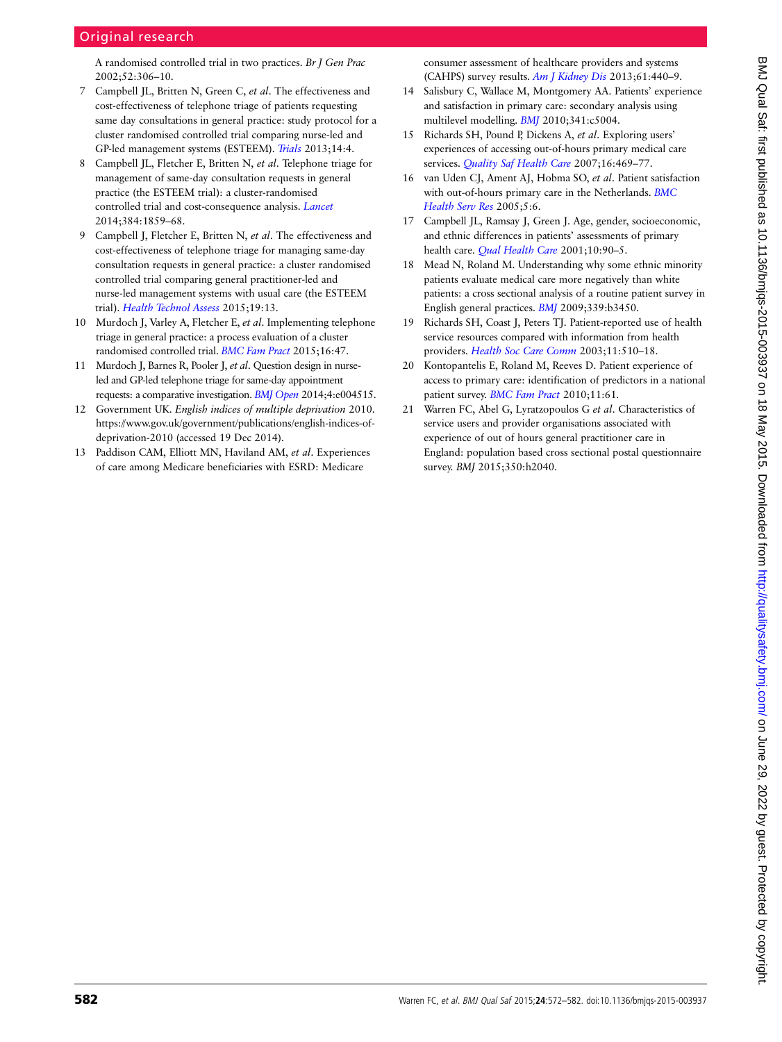A randomised controlled trial in two practices. *Br J Gen Prac* 2002;52:306–10.

7 Campbell JL, Britten N, Green C, *et al*. The effectiveness and cost-effectiveness of telephone triage of patients requesting same day consultations in general practice: study protocol for a cluster randomised controlled trial comparing nurse-led and GP-led management systems (ESTEEM). *Trials* 2013;14:4.

8 Campbell JL, Fletcher E, Britten N, *et al*. Telephone triage for management of same-day consultation requests in general practice (the ESTEEM trial): a cluster-randomised controlled trial and cost-consequence analysis. *Lancet* 2014;384:1859–68.

9 Campbell J, Fletcher E, Britten N, *et al*. The effectiveness and cost-effectiveness of telephone triage for managing same-day consultation requests in general practice: a cluster randomised controlled trial comparing general practitioner-led and nurse-led management systems with usual care (the ESTEEM trial). *Health Technol Assess* 2015;19:13.

10 Murdoch J, Varley A, Fletcher E, *et al*. Implementing telephone triage in general practice: a process evaluation of a cluster randomised controlled trial. *BMC Fam Pract* 2015;16:47.

11 Murdoch J, Barnes R, Pooler J, *et al*. Question design in nurse-led and GP-led telephone triage for same-day appointment requests: a comparative investigation. *BMJ Open* 2014;4:e004515.

12 Government UK. *English indices of multiple deprivation* 2010. https://www.gov.uk/government/publications/english-indices-of-deprivation-2010 (accessed 19 Dec 2014).

13 Paddison CAM, Elliott MN, Haviland AM, *et al*. Experiences of care among Medicare beneficiaries with ESRD: Medicare consumer assessment of healthcare providers and systems (CAHPS) survey results. *Am J Kidney Dis* 2013;61:440–9.

14 Salisbury C, Wallace M, Montgomery AA. Patients' experience and satisfaction in primary care: secondary analysis using multilevel modelling. *BMJ* 2010;341:c5004.

15 Richards SH, Pound P, Dickens A, *et al*. Exploring users' experiences of accessing out-of-hours primary medical care services. *Quality Saf Health Care* 2007;16:469–77.

16 van Uden CJ, Ament AJ, Hobma SO, *et al*. Patient satisfaction with out-of-hours primary care in the Netherlands. *BMC Health Serv Res* 2005;5:6.

17 Campbell JL, Ramsay J, Green J. Age, gender, socioeconomic, and ethnic differences in patients' assessments of primary health care. *Qual Health Care* 2001;10:90–5.

18 Mead N, Roland M. Understanding why some ethnic minority patients evaluate medical care more negatively than white patients: a cross sectional analysis of a routine patient survey in English general practices. *BMJ* 2009;339:b3450.

19 Richards SH, Coast J, Peters TJ. Patient-reported use of health service resources compared with information from health providers. *Health Soc Care Comm* 2003;11:510–18.

20 Kontopantelis E, Roland M, Reeves D. Patient experience of access to primary care: identification of predictors in a national patient survey. *BMC Fam Pract* 2010;11:61.

21 Warren FC, Abel G, Lyratzopoulos G *et al*. Characteristics of service users and provider organisations associated with experience of out of hours general practitioner care in England: population based cross sectional postal questionnaire survey. *BMJ* 2015;350:h2040.